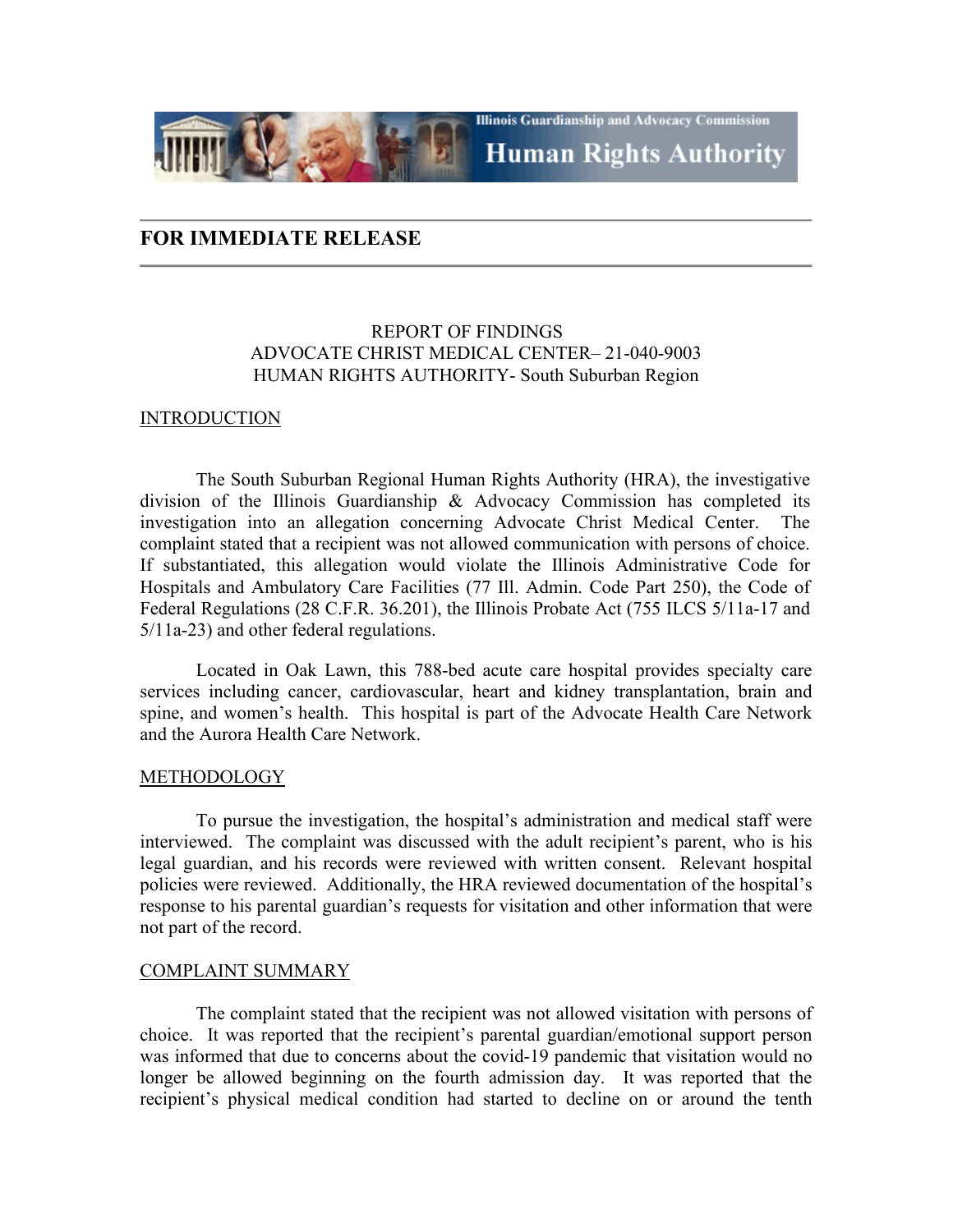Illinois Guardianship and Advocacy Commission

Human Rights Authority

## FOR IMMEDIATE RELEASE

REPORT OF FINDINGS
ADVOCATE CHRIST MEDICAL CENTER– 21-040-9003
HUMAN RIGHTS AUTHORITY- South Suburban Region

### INTRODUCTION

The South Suburban Regional Human Rights Authority (HRA), the investigative division of the Illinois Guardianship & Advocacy Commission has completed its investigation into an allegation concerning Advocate Christ Medical Center. The complaint stated that a recipient was not allowed communication with persons of choice. If substantiated, this allegation would violate the Illinois Administrative Code for Hospitals and Ambulatory Care Facilities (77 Ill. Admin. Code Part 250), the Code of Federal Regulations (28 C.F.R. 36.201), the Illinois Probate Act (755 ILCS 5/11a-17 and 5/11a-23) and other federal regulations.

Located in Oak Lawn, this 788-bed acute care hospital provides specialty care services including cancer, cardiovascular, heart and kidney transplantation, brain and spine, and women's health. This hospital is part of the Advocate Health Care Network and the Aurora Health Care Network.

### METHODOLOGY

To pursue the investigation, the hospital's administration and medical staff were interviewed. The complaint was discussed with the adult recipient's parent, who is his legal guardian, and his records were reviewed with written consent. Relevant hospital policies were reviewed. Additionally, the HRA reviewed documentation of the hospital's response to his parental guardian's requests for visitation and other information that were not part of the record.

### COMPLAINT SUMMARY

The complaint stated that the recipient was not allowed visitation with persons of choice. It was reported that the recipient's parental guardian/emotional support person was informed that due to concerns about the covid-19 pandemic that visitation would no longer be allowed beginning on the fourth admission day. It was reported that the recipient's physical medical condition had started to decline on or around the tenth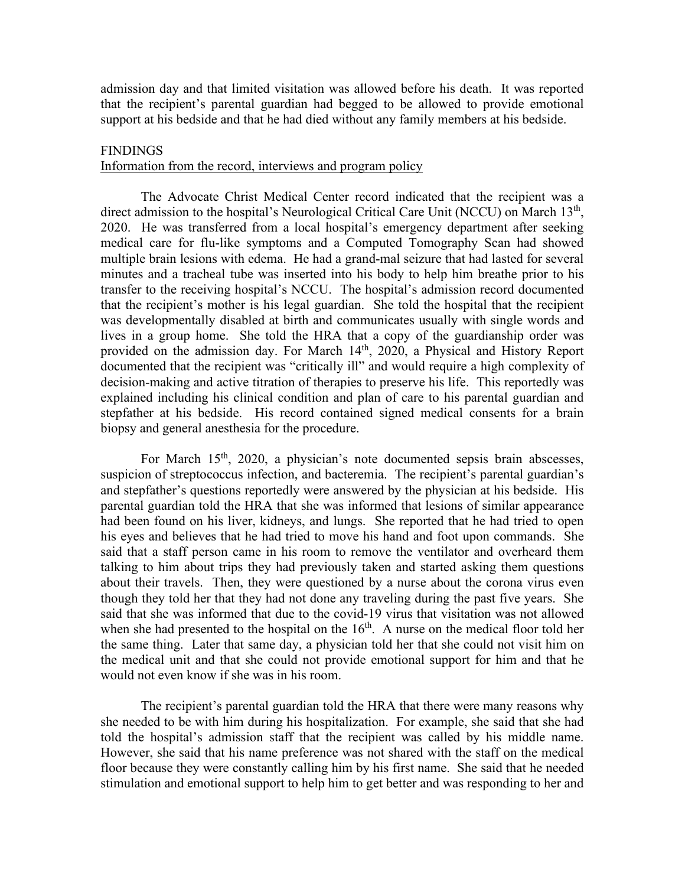admission day and that limited visitation was allowed before his death. It was reported that the recipient's parental guardian had begged to be allowed to provide emotional support at his bedside and that he had died without any family members at his bedside.

FINDINGS

Information from the record, interviews and program policy

The Advocate Christ Medical Center record indicated that the recipient was a direct admission to the hospital's Neurological Critical Care Unit (NCCU) on March 13th, 2020. He was transferred from a local hospital's emergency department after seeking medical care for flu-like symptoms and a Computed Tomography Scan had showed multiple brain lesions with edema. He had a grand-mal seizure that had lasted for several minutes and a tracheal tube was inserted into his body to help him breathe prior to his transfer to the receiving hospital's NCCU. The hospital's admission record documented that the recipient's mother is his legal guardian. She told the hospital that the recipient was developmentally disabled at birth and communicates usually with single words and lives in a group home. She told the HRA that a copy of the guardianship order was provided on the admission day. For March 14th, 2020, a Physical and History Report documented that the recipient was "critically ill" and would require a high complexity of decision-making and active titration of therapies to preserve his life. This reportedly was explained including his clinical condition and plan of care to his parental guardian and stepfather at his bedside. His record contained signed medical consents for a brain biopsy and general anesthesia for the procedure.

For March 15th, 2020, a physician's note documented sepsis brain abscesses, suspicion of streptococcus infection, and bacteremia. The recipient's parental guardian's and stepfather's questions reportedly were answered by the physician at his bedside. His parental guardian told the HRA that she was informed that lesions of similar appearance had been found on his liver, kidneys, and lungs. She reported that he had tried to open his eyes and believes that he had tried to move his hand and foot upon commands. She said that a staff person came in his room to remove the ventilator and overheard them talking to him about trips they had previously taken and started asking them questions about their travels. Then, they were questioned by a nurse about the corona virus even though they told her that they had not done any traveling during the past five years. She said that she was informed that due to the covid-19 virus that visitation was not allowed when she had presented to the hospital on the 16th. A nurse on the medical floor told her the same thing. Later that same day, a physician told her that she could not visit him on the medical unit and that she could not provide emotional support for him and that he would not even know if she was in his room.

The recipient's parental guardian told the HRA that there were many reasons why she needed to be with him during his hospitalization. For example, she said that she had told the hospital's admission staff that the recipient was called by his middle name. However, she said that his name preference was not shared with the staff on the medical floor because they were constantly calling him by his first name. She said that he needed stimulation and emotional support to help him to get better and was responding to her and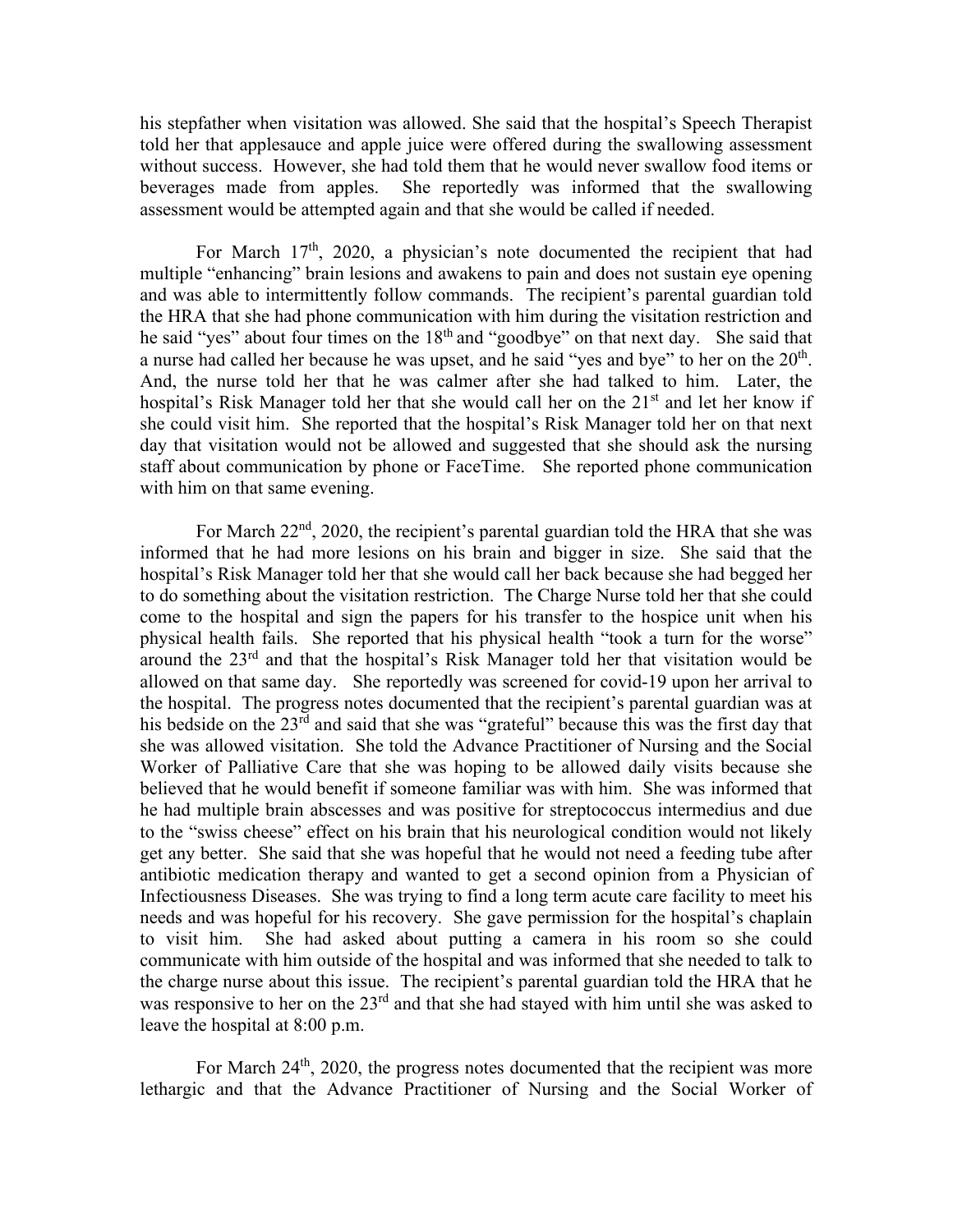his stepfather when visitation was allowed. She said that the hospital's Speech Therapist told her that applesauce and apple juice were offered during the swallowing assessment without success. However, she had told them that he would never swallow food items or beverages made from apples. She reportedly was informed that the swallowing assessment would be attempted again and that she would be called if needed.

For March 17th, 2020, a physician's note documented the recipient that had multiple "enhancing" brain lesions and awakens to pain and does not sustain eye opening and was able to intermittently follow commands. The recipient's parental guardian told the HRA that she had phone communication with him during the visitation restriction and he said "yes" about four times on the 18th and "goodbye" on that next day. She said that a nurse had called her because he was upset, and he said "yes and bye" to her on the 20th. And, the nurse told her that he was calmer after she had talked to him. Later, the hospital's Risk Manager told her that she would call her on the 21st and let her know if she could visit him. She reported that the hospital's Risk Manager told her on that next day that visitation would not be allowed and suggested that she should ask the nursing staff about communication by phone or FaceTime. She reported phone communication with him on that same evening.

For March 22nd, 2020, the recipient's parental guardian told the HRA that she was informed that he had more lesions on his brain and bigger in size. She said that the hospital's Risk Manager told her that she would call her back because she had begged her to do something about the visitation restriction. The Charge Nurse told her that she could come to the hospital and sign the papers for his transfer to the hospice unit when his physical health fails. She reported that his physical health "took a turn for the worse" around the 23rd and that the hospital's Risk Manager told her that visitation would be allowed on that same day. She reportedly was screened for covid-19 upon her arrival to the hospital. The progress notes documented that the recipient's parental guardian was at his bedside on the 23rd and said that she was "grateful" because this was the first day that she was allowed visitation. She told the Advance Practitioner of Nursing and the Social Worker of Palliative Care that she was hoping to be allowed daily visits because she believed that he would benefit if someone familiar was with him. She was informed that he had multiple brain abscesses and was positive for streptococcus intermedius and due to the "swiss cheese" effect on his brain that his neurological condition would not likely get any better. She said that she was hopeful that he would not need a feeding tube after antibiotic medication therapy and wanted to get a second opinion from a Physician of Infectiousness Diseases. She was trying to find a long term acute care facility to meet his needs and was hopeful for his recovery. She gave permission for the hospital's chaplain to visit him. She had asked about putting a camera in his room so she could communicate with him outside of the hospital and was informed that she needed to talk to the charge nurse about this issue. The recipient's parental guardian told the HRA that he was responsive to her on the 23rd and that she had stayed with him until she was asked to leave the hospital at 8:00 p.m.

For March 24th, 2020, the progress notes documented that the recipient was more lethargic and that the Advance Practitioner of Nursing and the Social Worker of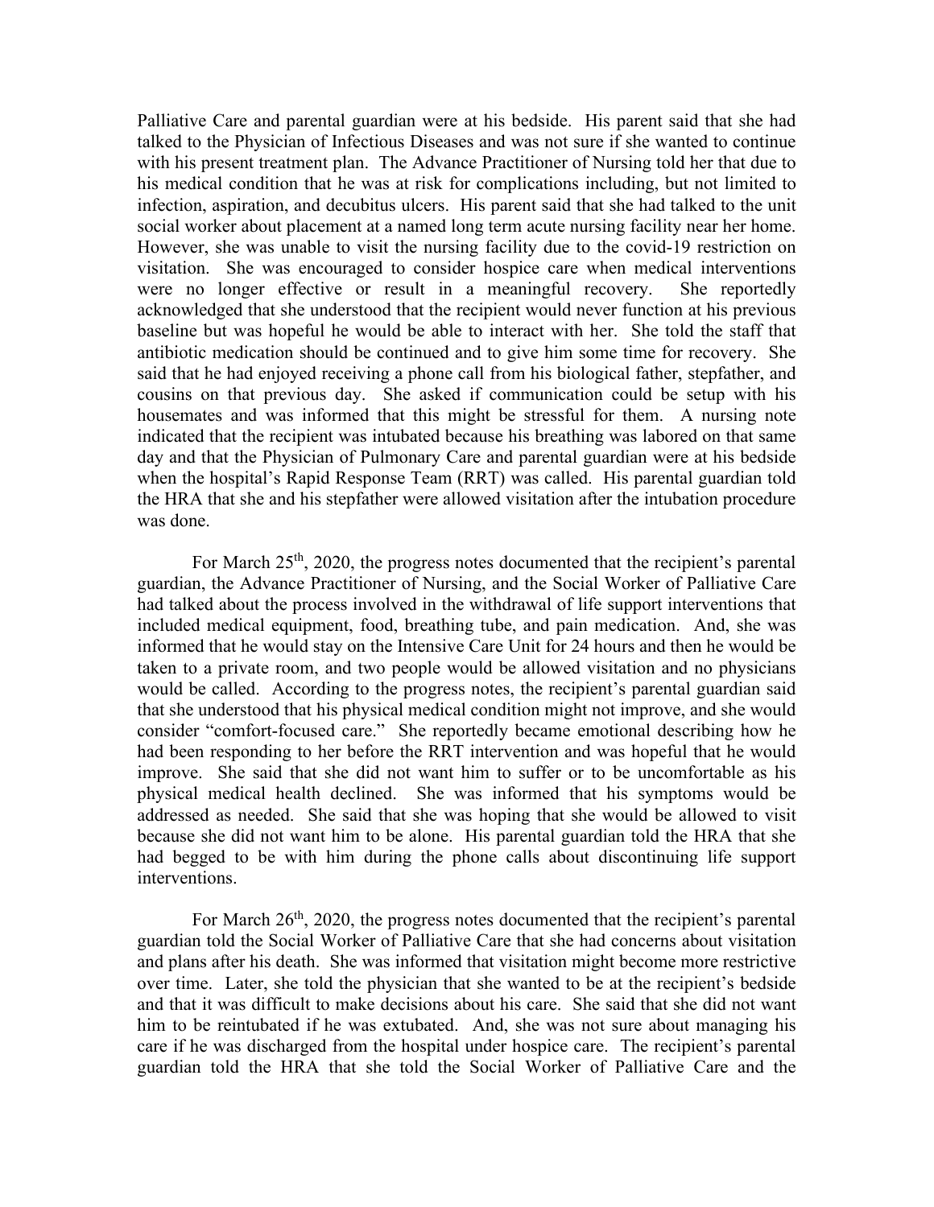Palliative Care and parental guardian were at his bedside. His parent said that she had talked to the Physician of Infectious Diseases and was not sure if she wanted to continue with his present treatment plan. The Advance Practitioner of Nursing told her that due to his medical condition that he was at risk for complications including, but not limited to infection, aspiration, and decubitus ulcers. His parent said that she had talked to the unit social worker about placement at a named long term acute nursing facility near her home. However, she was unable to visit the nursing facility due to the covid-19 restriction on visitation. She was encouraged to consider hospice care when medical interventions were no longer effective or result in a meaningful recovery. She reportedly acknowledged that she understood that the recipient would never function at his previous baseline but was hopeful he would be able to interact with her. She told the staff that antibiotic medication should be continued and to give him some time for recovery. She said that he had enjoyed receiving a phone call from his biological father, stepfather, and cousins on that previous day. She asked if communication could be setup with his housemates and was informed that this might be stressful for them. A nursing note indicated that the recipient was intubated because his breathing was labored on that same day and that the Physician of Pulmonary Care and parental guardian were at his bedside when the hospital's Rapid Response Team (RRT) was called. His parental guardian told the HRA that she and his stepfather were allowed visitation after the intubation procedure was done.

For March 25th, 2020, the progress notes documented that the recipient's parental guardian, the Advance Practitioner of Nursing, and the Social Worker of Palliative Care had talked about the process involved in the withdrawal of life support interventions that included medical equipment, food, breathing tube, and pain medication. And, she was informed that he would stay on the Intensive Care Unit for 24 hours and then he would be taken to a private room, and two people would be allowed visitation and no physicians would be called. According to the progress notes, the recipient's parental guardian said that she understood that his physical medical condition might not improve, and she would consider "comfort-focused care." She reportedly became emotional describing how he had been responding to her before the RRT intervention and was hopeful that he would improve. She said that she did not want him to suffer or to be uncomfortable as his physical medical health declined. She was informed that his symptoms would be addressed as needed. She said that she was hoping that she would be allowed to visit because she did not want him to be alone. His parental guardian told the HRA that she had begged to be with him during the phone calls about discontinuing life support interventions.

For March 26th, 2020, the progress notes documented that the recipient's parental guardian told the Social Worker of Palliative Care that she had concerns about visitation and plans after his death. She was informed that visitation might become more restrictive over time. Later, she told the physician that she wanted to be at the recipient's bedside and that it was difficult to make decisions about his care. She said that she did not want him to be reintubated if he was extubated. And, she was not sure about managing his care if he was discharged from the hospital under hospice care. The recipient's parental guardian told the HRA that she told the Social Worker of Palliative Care and the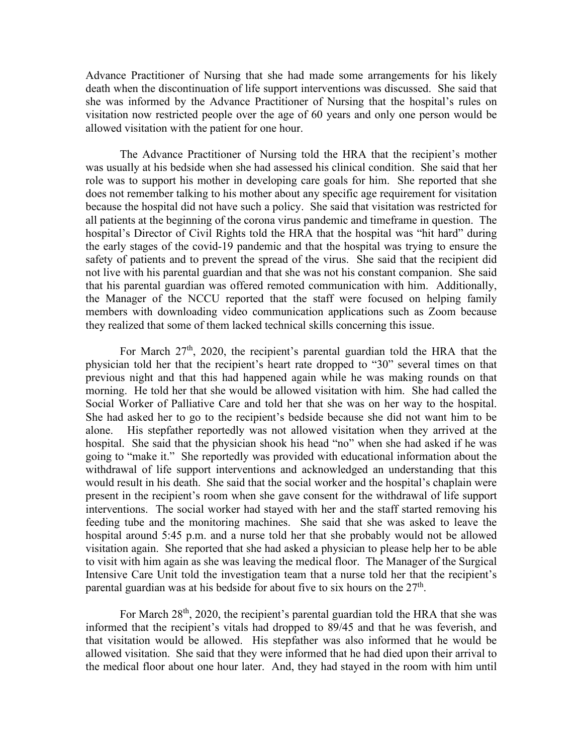Advance Practitioner of Nursing that she had made some arrangements for his likely death when the discontinuation of life support interventions was discussed. She said that she was informed by the Advance Practitioner of Nursing that the hospital's rules on visitation now restricted people over the age of 60 years and only one person would be allowed visitation with the patient for one hour.

The Advance Practitioner of Nursing told the HRA that the recipient's mother was usually at his bedside when she had assessed his clinical condition. She said that her role was to support his mother in developing care goals for him. She reported that she does not remember talking to his mother about any specific age requirement for visitation because the hospital did not have such a policy. She said that visitation was restricted for all patients at the beginning of the corona virus pandemic and timeframe in question. The hospital's Director of Civil Rights told the HRA that the hospital was "hit hard" during the early stages of the covid-19 pandemic and that the hospital was trying to ensure the safety of patients and to prevent the spread of the virus. She said that the recipient did not live with his parental guardian and that she was not his constant companion. She said that his parental guardian was offered remoted communication with him. Additionally, the Manager of the NCCU reported that the staff were focused on helping family members with downloading video communication applications such as Zoom because they realized that some of them lacked technical skills concerning this issue.

For March 27th, 2020, the recipient's parental guardian told the HRA that the physician told her that the recipient's heart rate dropped to "30" several times on that previous night and that this had happened again while he was making rounds on that morning. He told her that she would be allowed visitation with him. She had called the Social Worker of Palliative Care and told her that she was on her way to the hospital. She had asked her to go to the recipient's bedside because she did not want him to be alone. His stepfather reportedly was not allowed visitation when they arrived at the hospital. She said that the physician shook his head "no" when she had asked if he was going to "make it." She reportedly was provided with educational information about the withdrawal of life support interventions and acknowledged an understanding that this would result in his death. She said that the social worker and the hospital's chaplain were present in the recipient's room when she gave consent for the withdrawal of life support interventions. The social worker had stayed with her and the staff started removing his feeding tube and the monitoring machines. She said that she was asked to leave the hospital around 5:45 p.m. and a nurse told her that she probably would not be allowed visitation again. She reported that she had asked a physician to please help her to be able to visit with him again as she was leaving the medical floor. The Manager of the Surgical Intensive Care Unit told the investigation team that a nurse told her that the recipient's parental guardian was at his bedside for about five to six hours on the 27th.

For March 28th, 2020, the recipient's parental guardian told the HRA that she was informed that the recipient's vitals had dropped to 89/45 and that he was feverish, and that visitation would be allowed. His stepfather was also informed that he would be allowed visitation. She said that they were informed that he had died upon their arrival to the medical floor about one hour later. And, they had stayed in the room with him until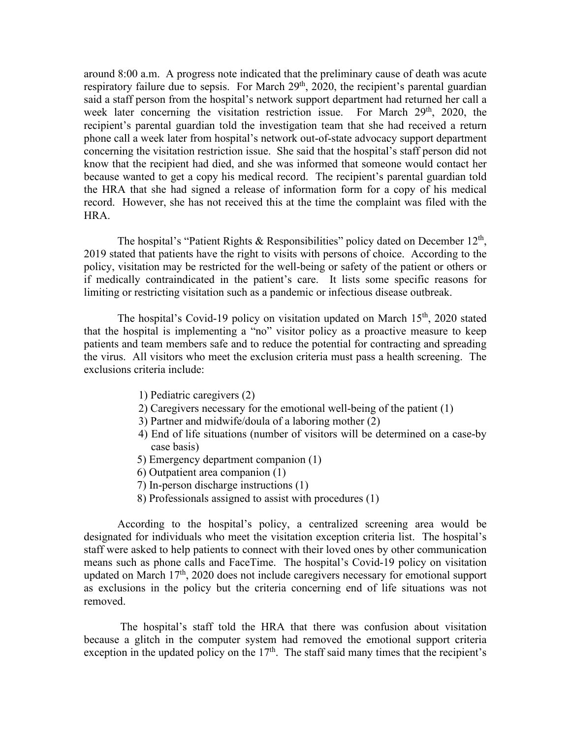around 8:00 a.m. A progress note indicated that the preliminary cause of death was acute respiratory failure due to sepsis. For March 29th, 2020, the recipient's parental guardian said a staff person from the hospital's network support department had returned her call a week later concerning the visitation restriction issue. For March 29th, 2020, the recipient's parental guardian told the investigation team that she had received a return phone call a week later from hospital's network out-of-state advocacy support department concerning the visitation restriction issue. She said that the hospital's staff person did not know that the recipient had died, and she was informed that someone would contact her because wanted to get a copy his medical record. The recipient's parental guardian told the HRA that she had signed a release of information form for a copy of his medical record. However, she has not received this at the time the complaint was filed with the HRA.

The hospital's "Patient Rights & Responsibilities" policy dated on December 12th, 2019 stated that patients have the right to visits with persons of choice. According to the policy, visitation may be restricted for the well-being or safety of the patient or others or if medically contraindicated in the patient's care. It lists some specific reasons for limiting or restricting visitation such as a pandemic or infectious disease outbreak.

The hospital's Covid-19 policy on visitation updated on March 15th, 2020 stated that the hospital is implementing a "no" visitor policy as a proactive measure to keep patients and team members safe and to reduce the potential for contracting and spreading the virus. All visitors who meet the exclusion criteria must pass a health screening. The exclusions criteria include:

1) Pediatric caregivers (2)
2) Caregivers necessary for the emotional well-being of the patient (1)
3) Partner and midwife/doula of a laboring mother (2)
4) End of life situations (number of visitors will be determined on a case-by case basis)
5) Emergency department companion (1)
6) Outpatient area companion (1)
7) In-person discharge instructions (1)
8) Professionals assigned to assist with procedures (1)

According to the hospital's policy, a centralized screening area would be designated for individuals who meet the visitation exception criteria list. The hospital's staff were asked to help patients to connect with their loved ones by other communication means such as phone calls and FaceTime. The hospital's Covid-19 policy on visitation updated on March 17th, 2020 does not include caregivers necessary for emotional support as exclusions in the policy but the criteria concerning end of life situations was not removed.

The hospital's staff told the HRA that there was confusion about visitation because a glitch in the computer system had removed the emotional support criteria exception in the updated policy on the 17th. The staff said many times that the recipient's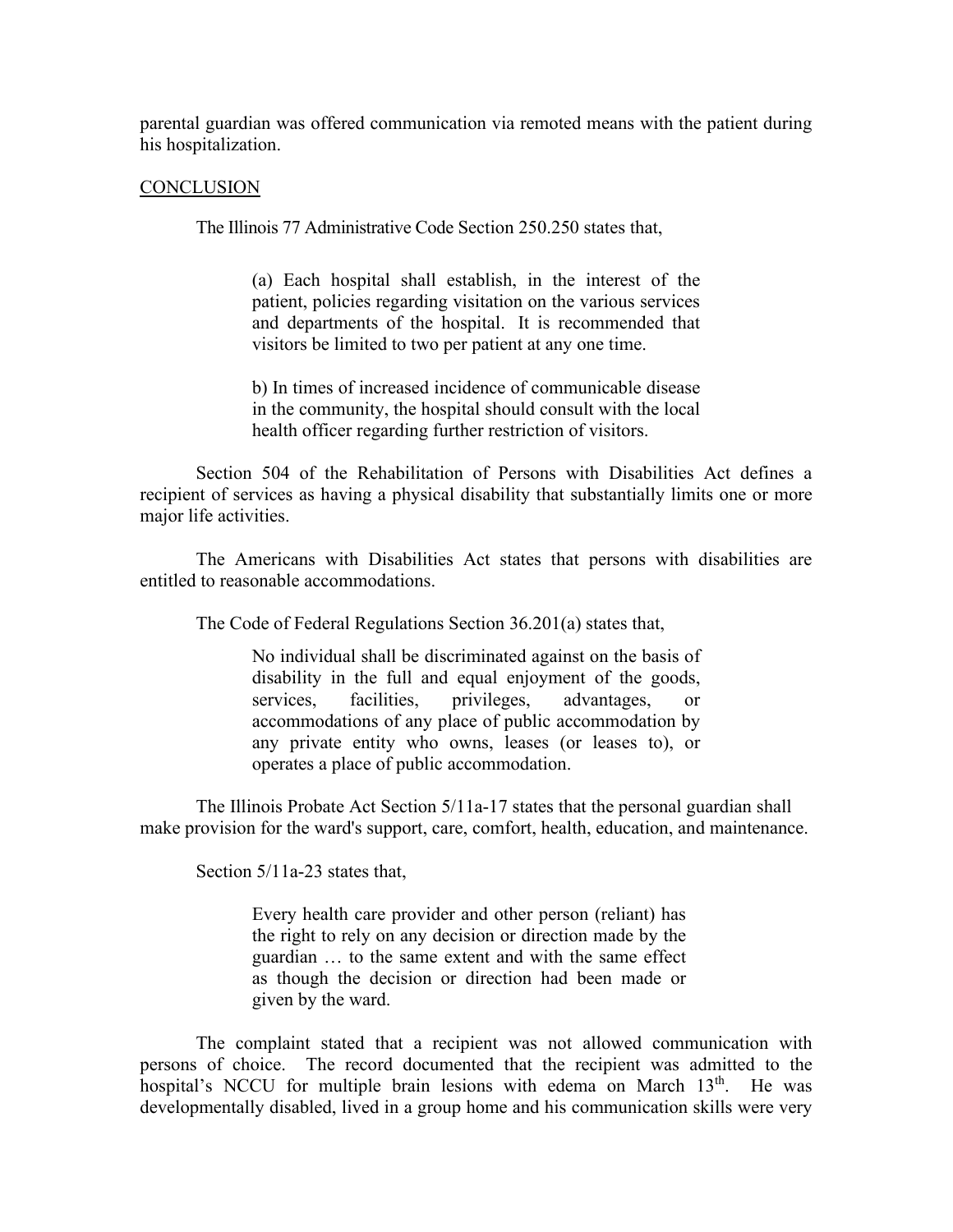parental guardian was offered communication via remoted means with the patient during his hospitalization.

CONCLUSION

The Illinois 77 Administrative Code Section 250.250 states that,

> (a) Each hospital shall establish, in the interest of the patient, policies regarding visitation on the various services and departments of the hospital. It is recommended that visitors be limited to two per patient at any one time.
>
> b) In times of increased incidence of communicable disease in the community, the hospital should consult with the local health officer regarding further restriction of visitors.

Section 504 of the Rehabilitation of Persons with Disabilities Act defines a recipient of services as having a physical disability that substantially limits one or more major life activities.

The Americans with Disabilities Act states that persons with disabilities are entitled to reasonable accommodations.

The Code of Federal Regulations Section 36.201(a) states that,

> No individual shall be discriminated against on the basis of disability in the full and equal enjoyment of the goods, services, facilities, privileges, advantages, or accommodations of any place of public accommodation by any private entity who owns, leases (or leases to), or operates a place of public accommodation.

The Illinois Probate Act Section 5/11a-17 states that the personal guardian shall make provision for the ward's support, care, comfort, health, education, and maintenance.

Section 5/11a-23 states that,

> Every health care provider and other person (reliant) has the right to rely on any decision or direction made by the guardian … to the same extent and with the same effect as though the decision or direction had been made or given by the ward.

The complaint stated that a recipient was not allowed communication with persons of choice. The record documented that the recipient was admitted to the hospital's NCCU for multiple brain lesions with edema on March 13th. He was developmentally disabled, lived in a group home and his communication skills were very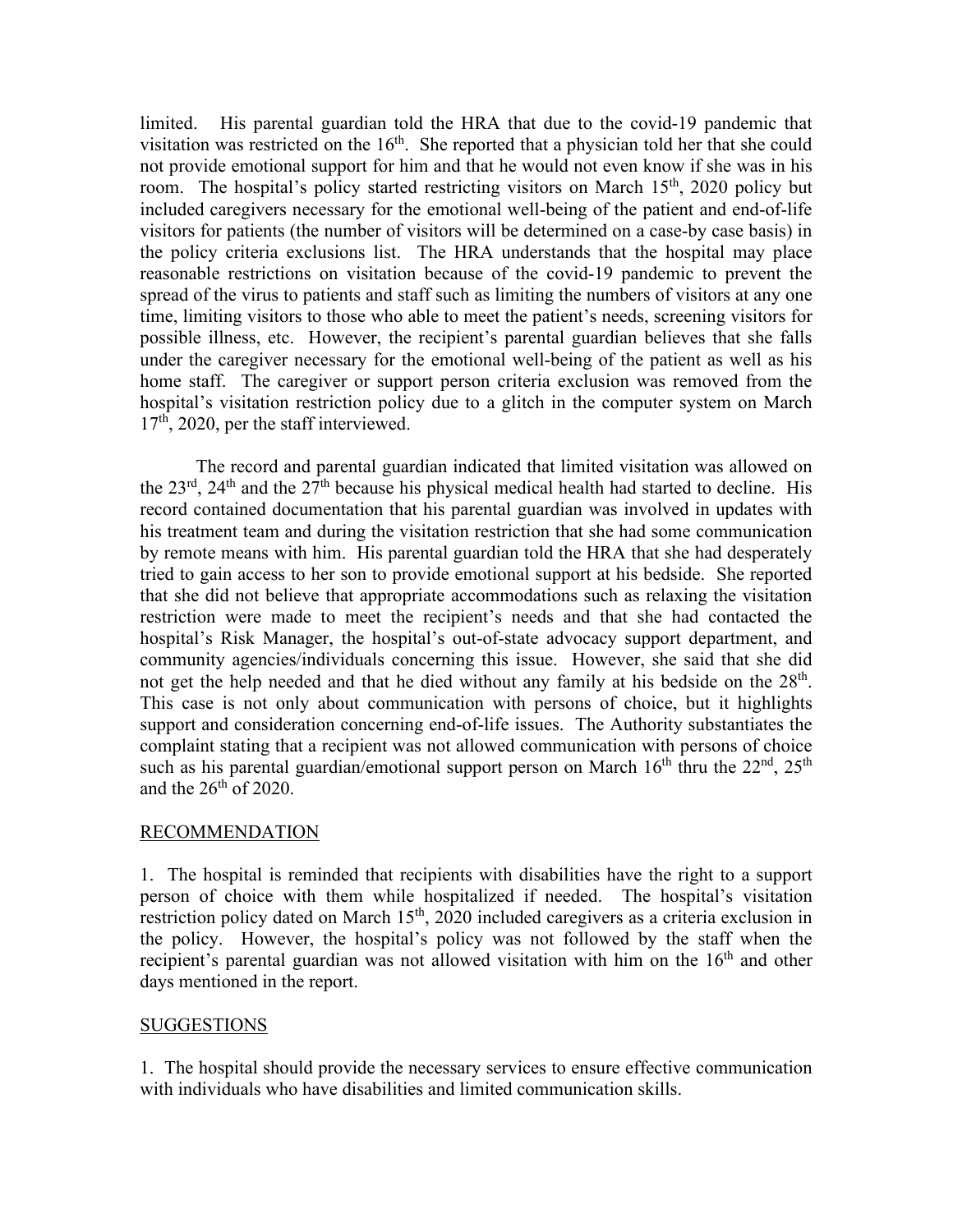limited. His parental guardian told the HRA that due to the covid-19 pandemic that visitation was restricted on the 16th. She reported that a physician told her that she could not provide emotional support for him and that he would not even know if she was in his room. The hospital's policy started restricting visitors on March 15th, 2020 policy but included caregivers necessary for the emotional well-being of the patient and end-of-life visitors for patients (the number of visitors will be determined on a case-by case basis) in the policy criteria exclusions list. The HRA understands that the hospital may place reasonable restrictions on visitation because of the covid-19 pandemic to prevent the spread of the virus to patients and staff such as limiting the numbers of visitors at any one time, limiting visitors to those who able to meet the patient's needs, screening visitors for possible illness, etc. However, the recipient's parental guardian believes that she falls under the caregiver necessary for the emotional well-being of the patient as well as his home staff. The caregiver or support person criteria exclusion was removed from the hospital's visitation restriction policy due to a glitch in the computer system on March 17th, 2020, per the staff interviewed.

The record and parental guardian indicated that limited visitation was allowed on the 23rd, 24th and the 27th because his physical medical health had started to decline. His record contained documentation that his parental guardian was involved in updates with his treatment team and during the visitation restriction that she had some communication by remote means with him. His parental guardian told the HRA that she had desperately tried to gain access to her son to provide emotional support at his bedside. She reported that she did not believe that appropriate accommodations such as relaxing the visitation restriction were made to meet the recipient's needs and that she had contacted the hospital's Risk Manager, the hospital's out-of-state advocacy support department, and community agencies/individuals concerning this issue. However, she said that she did not get the help needed and that he died without any family at his bedside on the 28th. This case is not only about communication with persons of choice, but it highlights support and consideration concerning end-of-life issues. The Authority substantiates the complaint stating that a recipient was not allowed communication with persons of choice such as his parental guardian/emotional support person on March 16th thru the 22nd, 25th and the 26th of 2020.

## RECOMMENDATION

1. The hospital is reminded that recipients with disabilities have the right to a support person of choice with them while hospitalized if needed. The hospital's visitation restriction policy dated on March 15th, 2020 included caregivers as a criteria exclusion in the policy. However, the hospital's policy was not followed by the staff when the recipient's parental guardian was not allowed visitation with him on the 16th and other days mentioned in the report.

## SUGGESTIONS

1. The hospital should provide the necessary services to ensure effective communication with individuals who have disabilities and limited communication skills.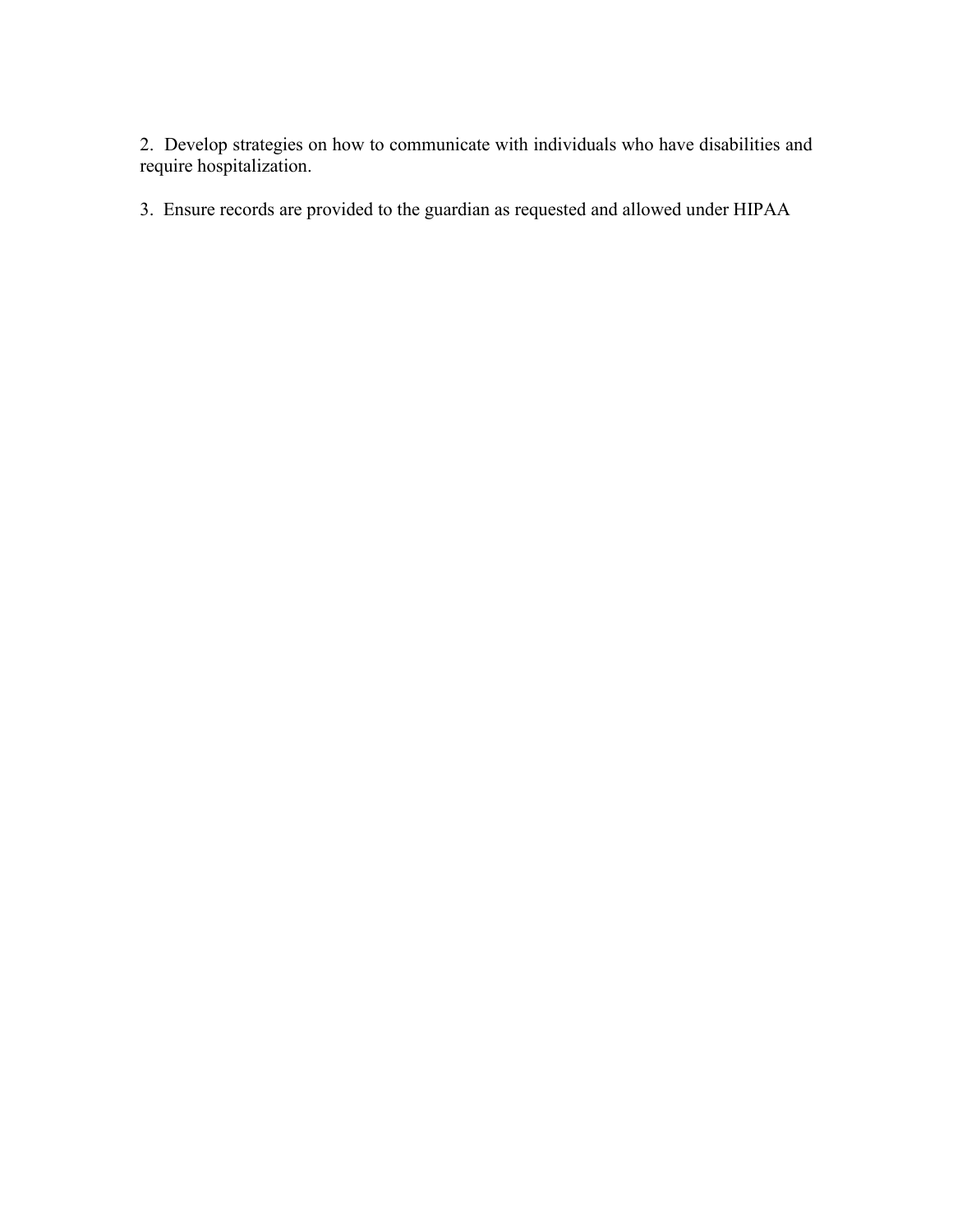2. Develop strategies on how to communicate with individuals who have disabilities and require hospitalization.

3. Ensure records are provided to the guardian as requested and allowed under HIPAA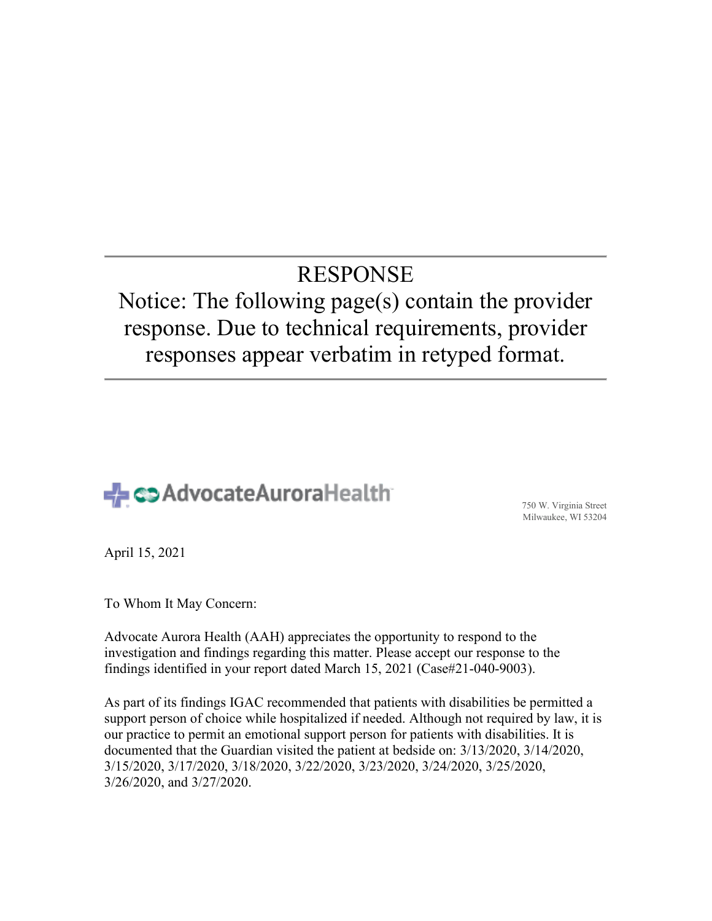# RESPONSE

Notice: The following page(s) contain the provider response. Due to technical requirements, provider responses appear verbatim in retyped format.

---

AdvocateAuroraHealth

750 W. Virginia Street
Milwaukee, WI 53204

April 15, 2021

To Whom It May Concern:

Advocate Aurora Health (AAH) appreciates the opportunity to respond to the investigation and findings regarding this matter. Please accept our response to the findings identified in your report dated March 15, 2021 (Case#21-040-9003).

As part of its findings IGAC recommended that patients with disabilities be permitted a support person of choice while hospitalized if needed. Although not required by law, it is our practice to permit an emotional support person for patients with disabilities. It is documented that the Guardian visited the patient at bedside on: 3/13/2020, 3/14/2020, 3/15/2020, 3/17/2020, 3/18/2020, 3/22/2020, 3/23/2020, 3/24/2020, 3/25/2020, 3/26/2020, and 3/27/2020.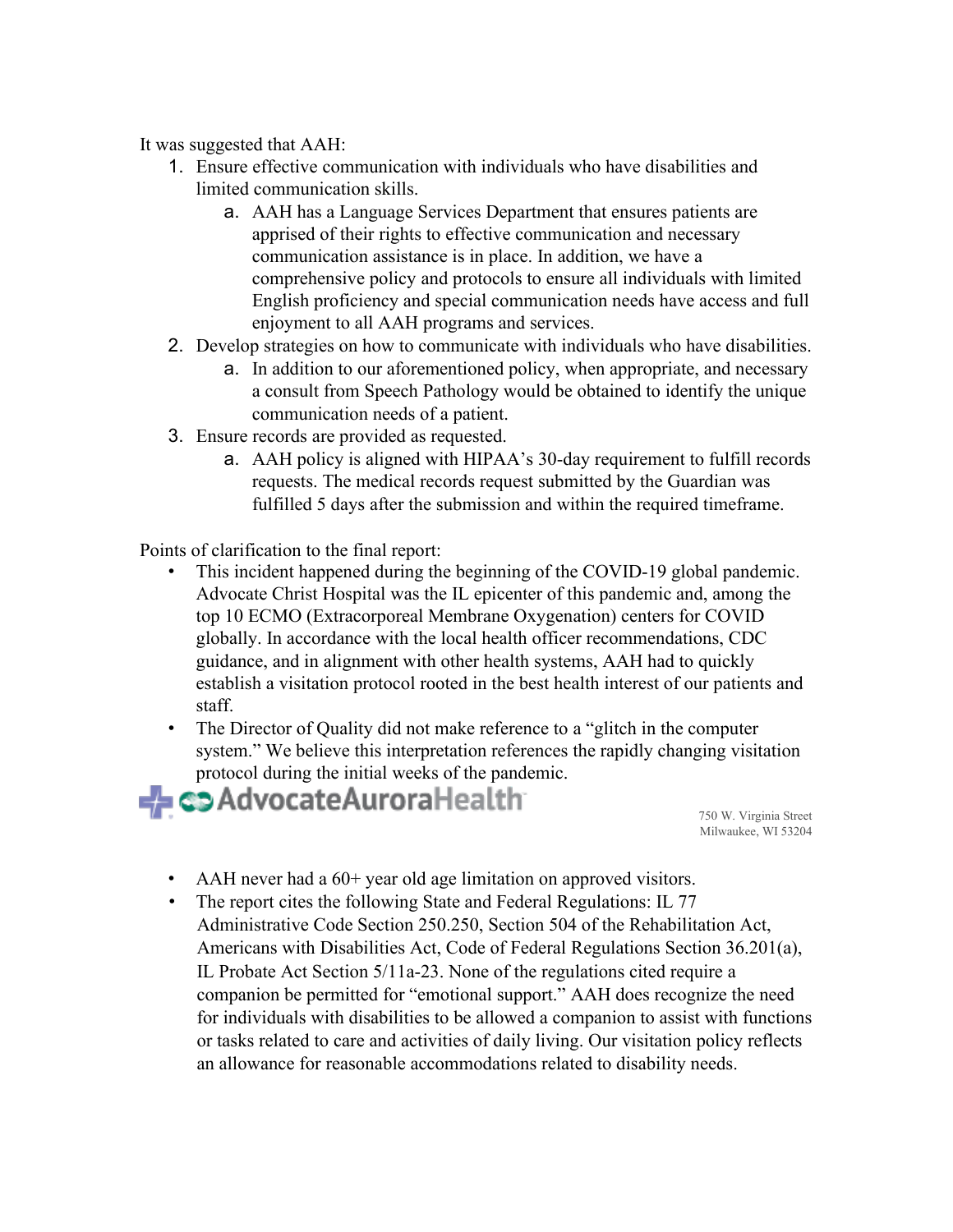It was suggested that AAH:

1. Ensure effective communication with individuals who have disabilities and limited communication skills.
   a. AAH has a Language Services Department that ensures patients are apprised of their rights to effective communication and necessary communication assistance is in place. In addition, we have a comprehensive policy and protocols to ensure all individuals with limited English proficiency and special communication needs have access and full enjoyment to all AAH programs and services.
2. Develop strategies on how to communicate with individuals who have disabilities.
   a. In addition to our aforementioned policy, when appropriate, and necessary a consult from Speech Pathology would be obtained to identify the unique communication needs of a patient.
3. Ensure records are provided as requested.
   a. AAH policy is aligned with HIPAA's 30-day requirement to fulfill records requests. The medical records request submitted by the Guardian was fulfilled 5 days after the submission and within the required timeframe.

Points of clarification to the final report:

- This incident happened during the beginning of the COVID-19 global pandemic. Advocate Christ Hospital was the IL epicenter of this pandemic and, among the top 10 ECMO (Extracorporeal Membrane Oxygenation) centers for COVID globally. In accordance with the local health officer recommendations, CDC guidance, and in alignment with other health systems, AAH had to quickly establish a visitation protocol rooted in the best health interest of our patients and staff.
- The Director of Quality did not make reference to a "glitch in the computer system." We believe this interpretation references the rapidly changing visitation protocol during the initial weeks of the pandemic.

AdvocateAuroraHealth

750 W. Virginia Street
Milwaukee, WI 53204

- AAH never had a 60+ year old age limitation on approved visitors.
- The report cites the following State and Federal Regulations: IL 77 Administrative Code Section 250.250, Section 504 of the Rehabilitation Act, Americans with Disabilities Act, Code of Federal Regulations Section 36.201(a), IL Probate Act Section 5/11a-23. None of the regulations cited require a companion be permitted for "emotional support." AAH does recognize the need for individuals with disabilities to be allowed a companion to assist with functions or tasks related to care and activities of daily living. Our visitation policy reflects an allowance for reasonable accommodations related to disability needs.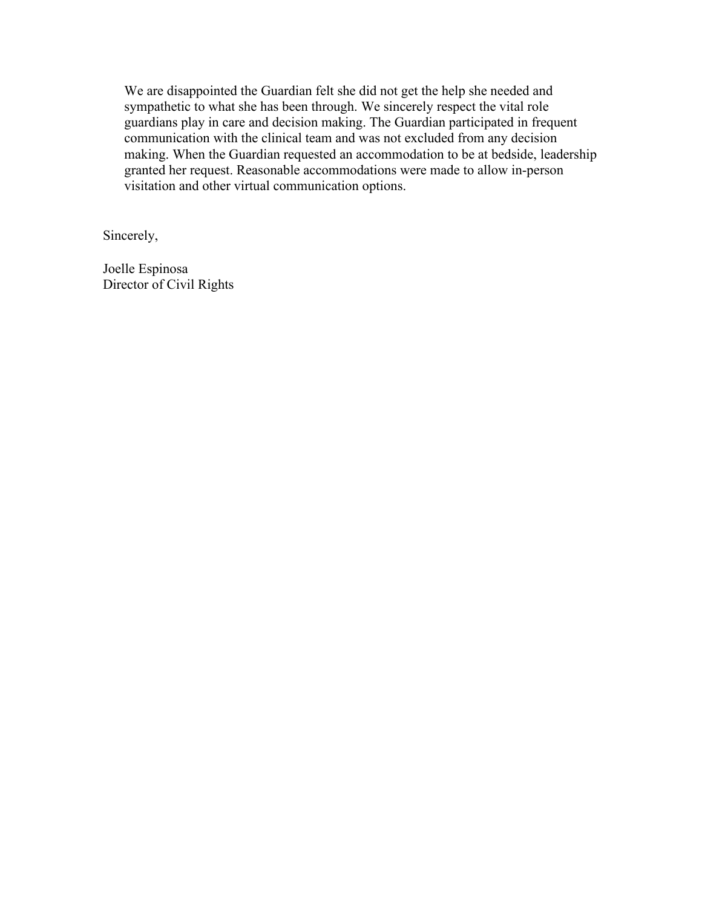We are disappointed the Guardian felt she did not get the help she needed and sympathetic to what she has been through. We sincerely respect the vital role guardians play in care and decision making. The Guardian participated in frequent communication with the clinical team and was not excluded from any decision making. When the Guardian requested an accommodation to be at bedside, leadership granted her request. Reasonable accommodations were made to allow in-person visitation and other virtual communication options.

Sincerely,

Joelle Espinosa
Director of Civil Rights